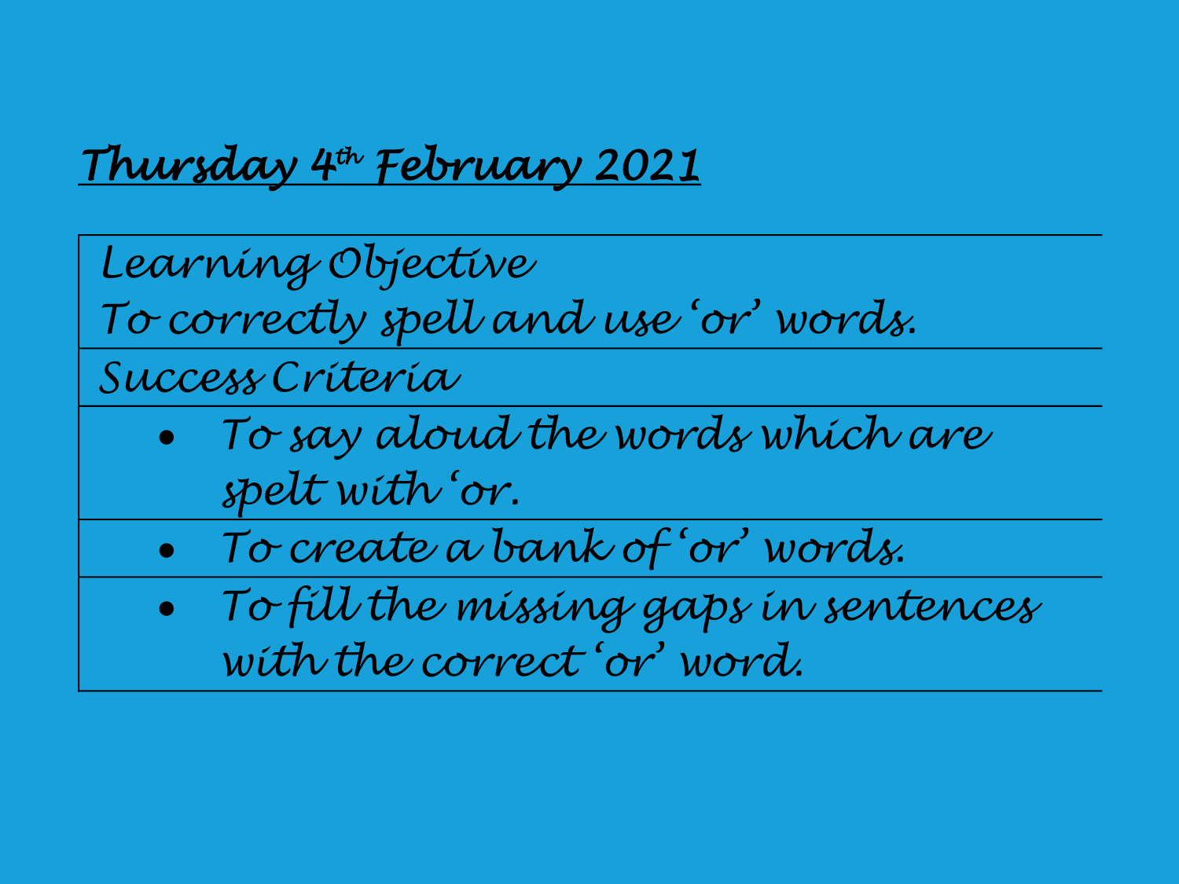# Thursday 4th February 2021

| Learning Objective<br>To correctly spell and use 'or' words. |
| --- |
| Success Criteria |
| • To say aloud the words which are spelt with 'or. |
| • To create a bank of 'or' words. |
| • To fill the missing gaps in sentences with the correct 'or' word. |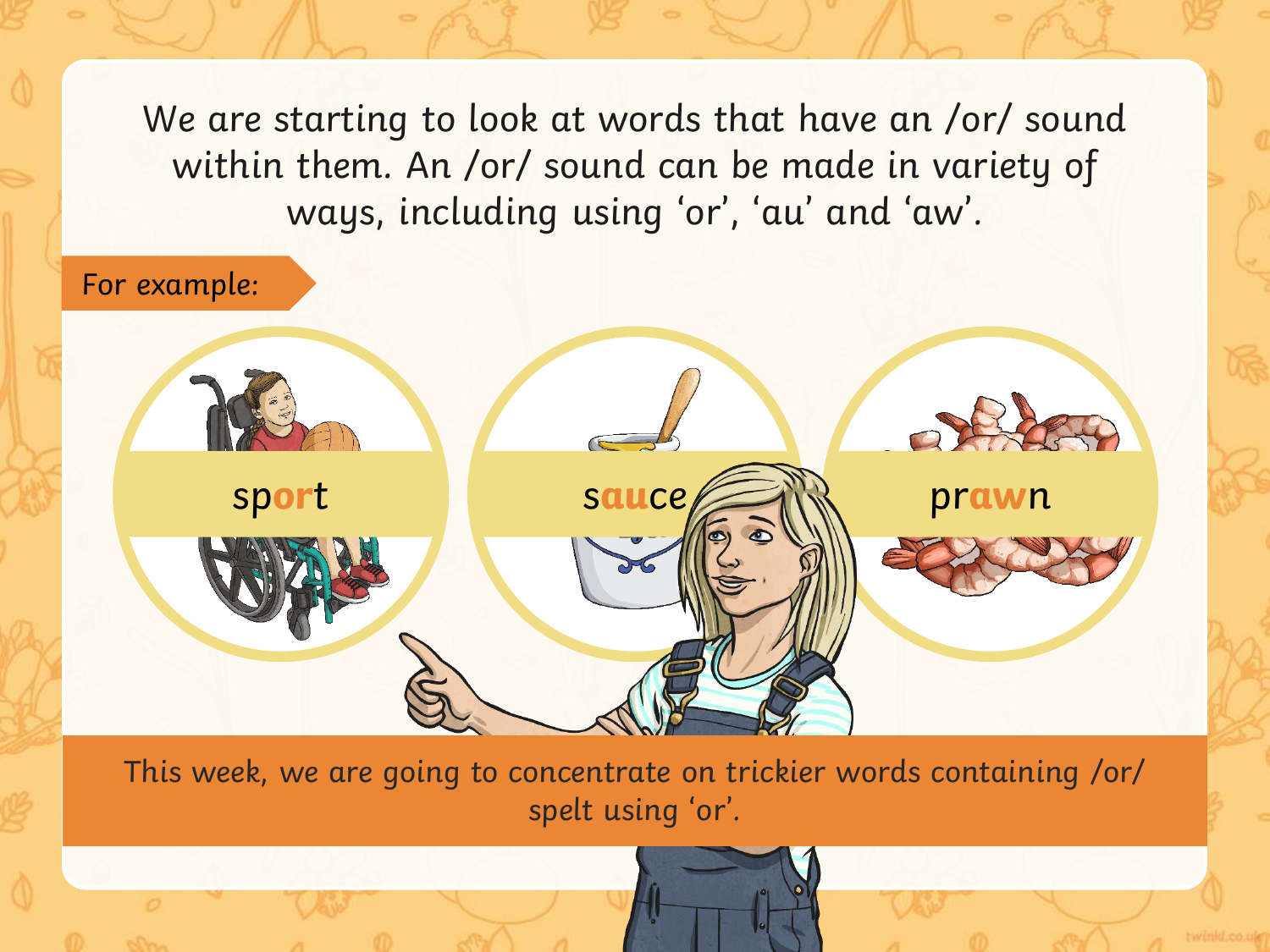We are starting to look at words that have an /or/ sound within them. An /or/ sound can be made in variety of ways, including using 'or', 'au' and 'aw'.

For example:

sp**or**t

s**au**ce

pr**aw**n

This week, we are going to concentrate on trickier words containing /or/ spelt using 'or'.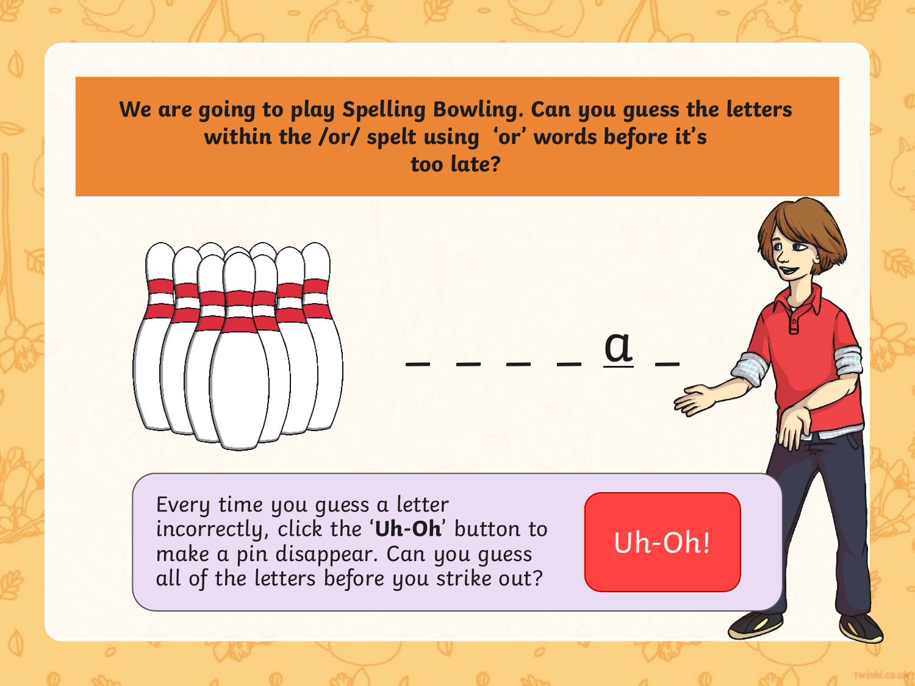**We are going to play Spelling Bowling. Can you guess the letters within the /or/ spelt using 'or' words before it's too late?**

_ _ _ _ a _

Every time you guess a letter incorrectly, click the '**Uh-Oh**' button to make a pin disappear. Can you guess all of the letters before you strike out?

Uh-Oh!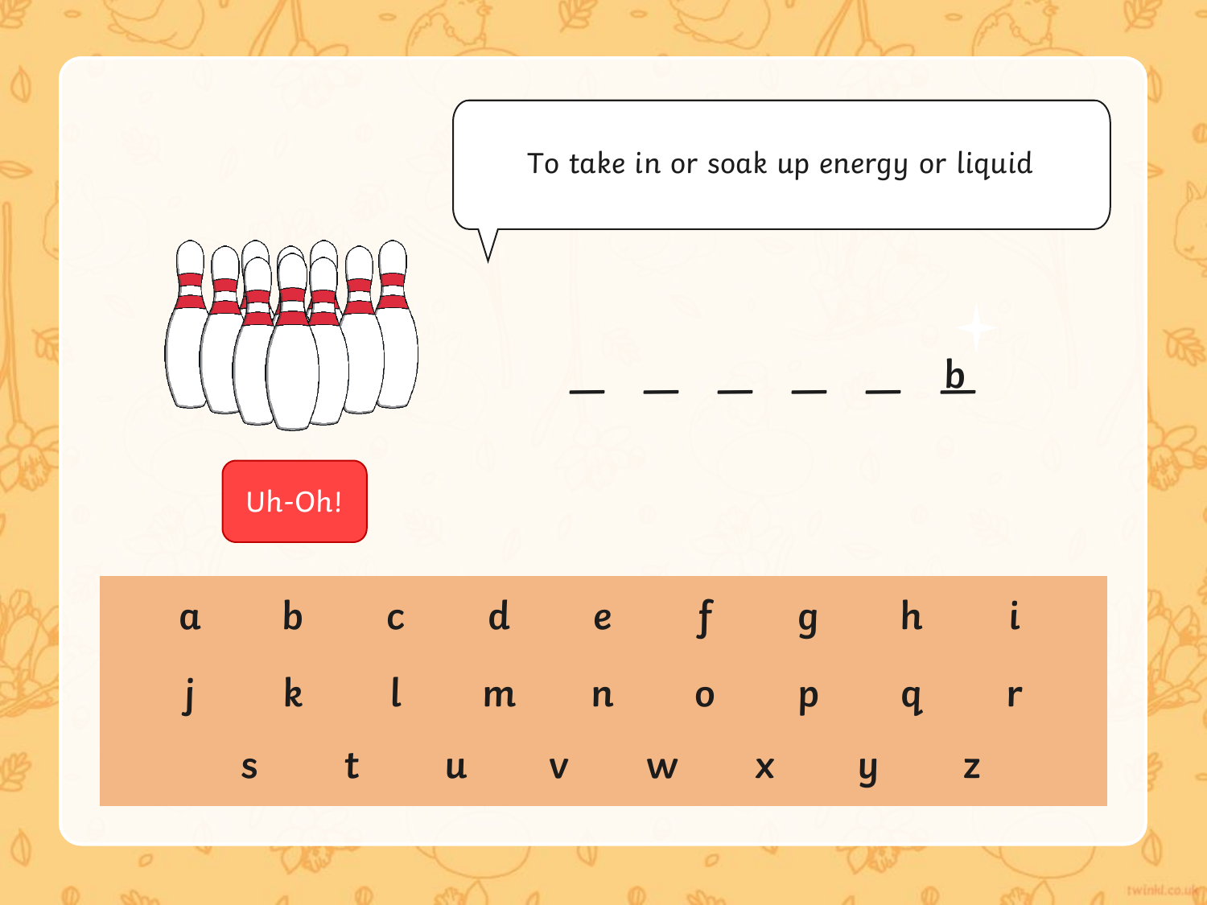To take in or soak up energy or liquid

_ _ _ _ _ b

Uh-Oh!

a b c d e f g h i

j k l m n o p q r

s t u v w x y z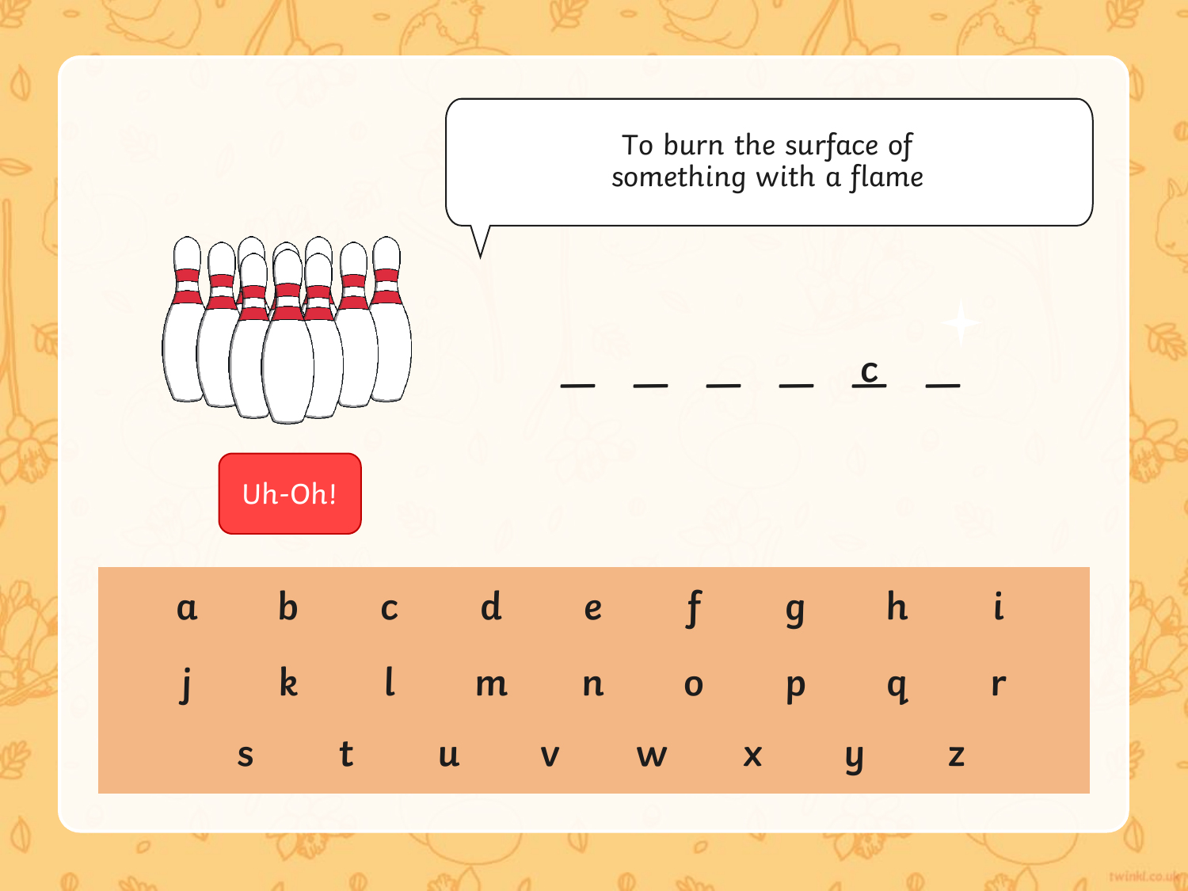To burn the surface of something with a flame

_ _ _ _ c _

Uh-Oh!

a b c d e f g h i

j k l m n o p q r

s t u v w x y z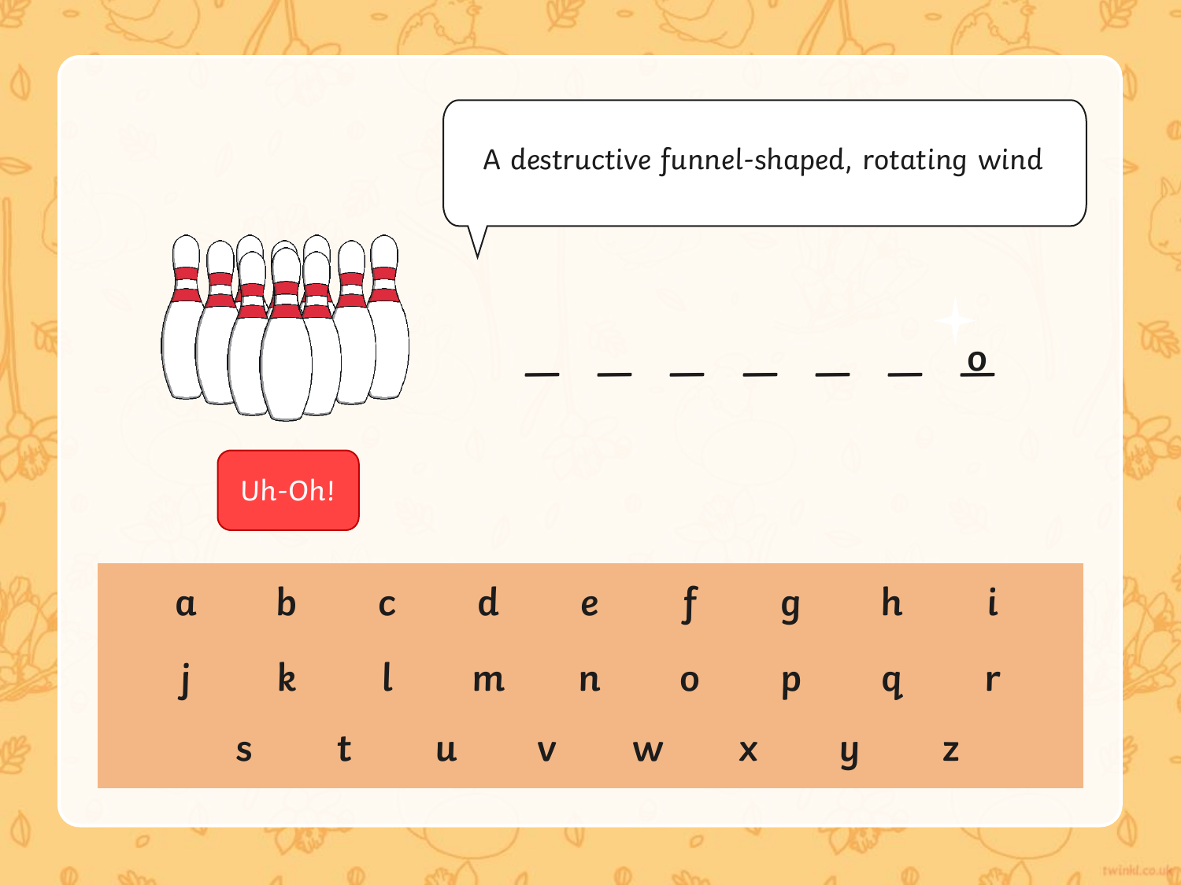A destructive funnel-shaped, rotating wind

_ _ _ _ _ _ o

Uh-Oh!

| a | b | c | d | e | f | g | h | i |
|---|---|---|---|---|---|---|---|---|
| j | k | l | m | n | o | p | q | r |
| s | t | u | v | w | x | y | z | |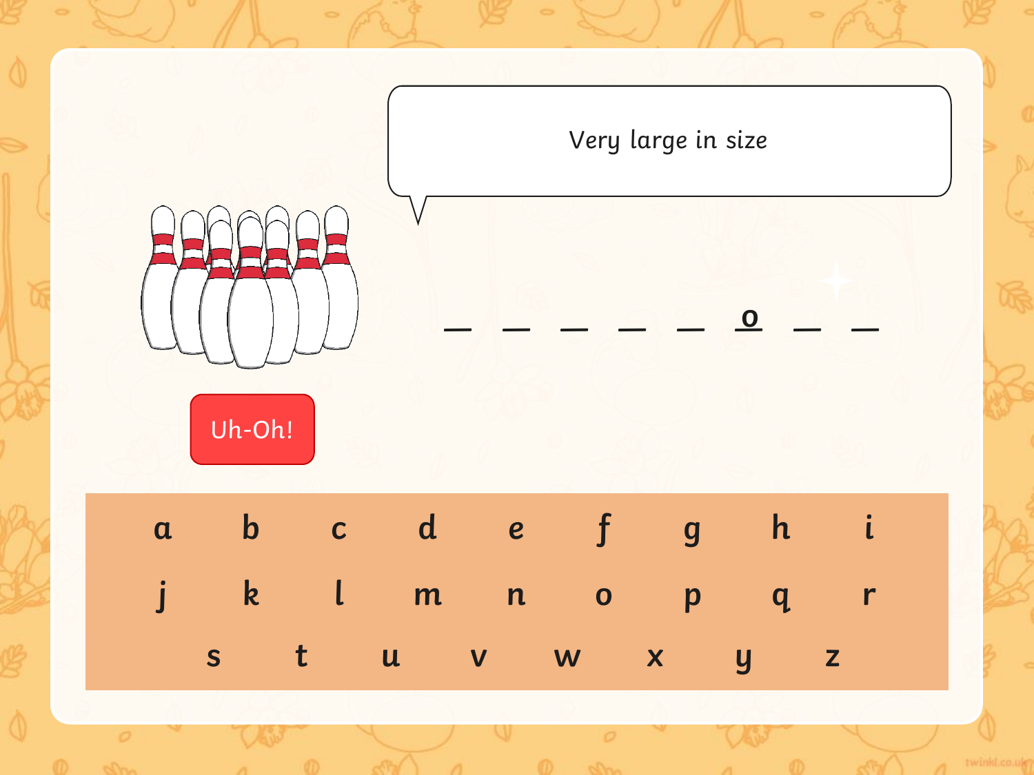Very large in size

\_ \_ \_ \_ \_ o \_ \_

Uh-Oh!

a b c d e f g h i

j k l m n o p q r

s t u v w x y z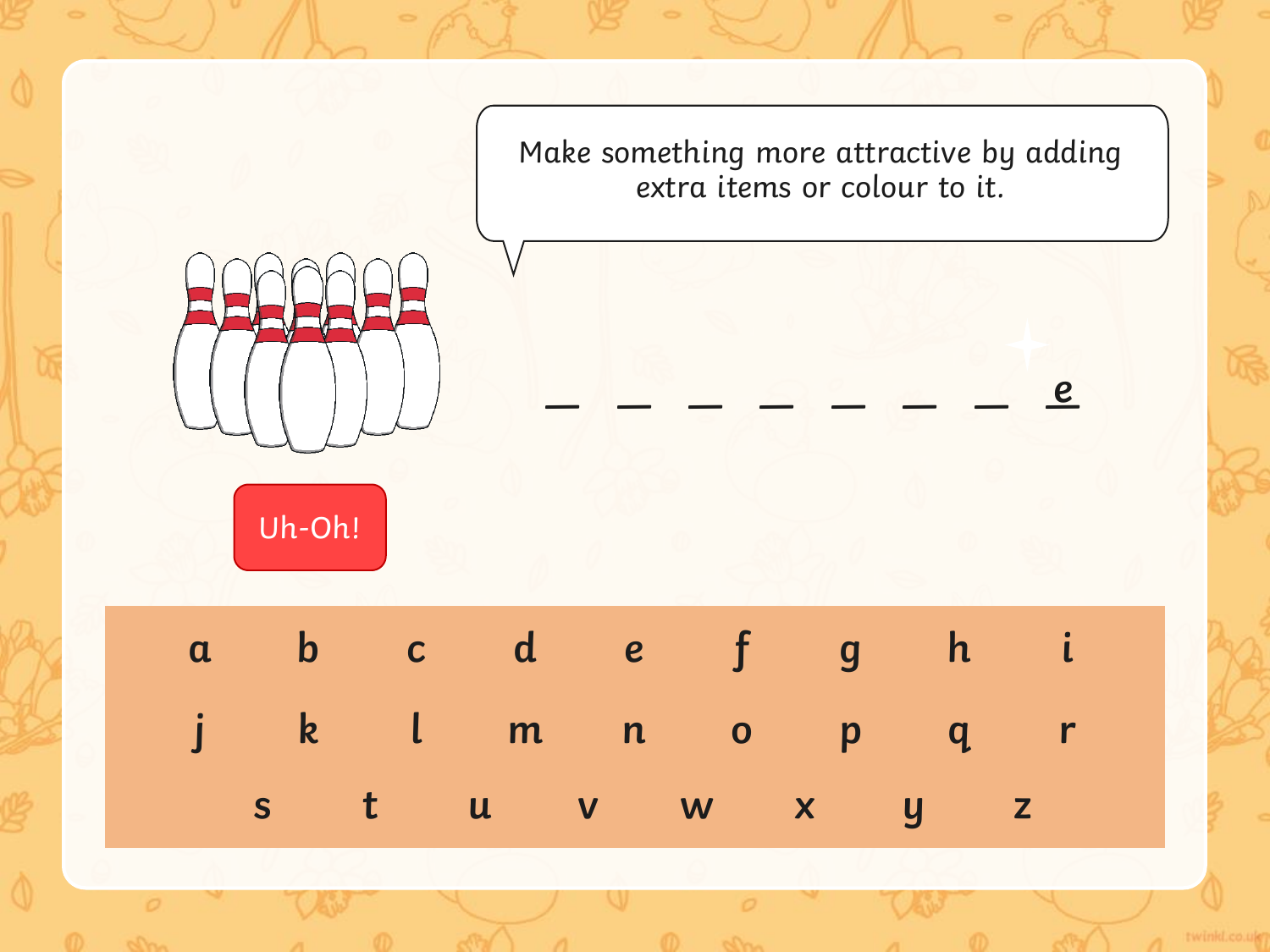Make something more attractive by adding extra items or colour to it.

_ _ _ _ _ _ _ e

Uh-Oh!

| a | b | c | d | e | f | g | h | i |
| --- | --- | --- | --- | --- | --- | --- | --- | --- |
| j | k | l | m | n | o | p | q | r |
| s | t | u | v | w | x | y | z | |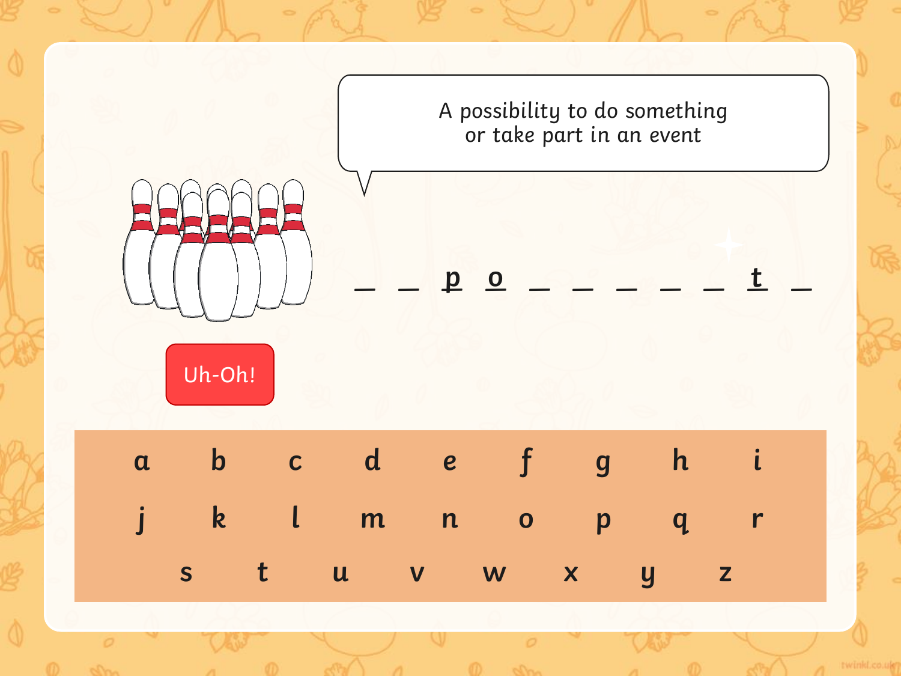A possibility to do something or take part in an event

_ _ p o _ _ _ _ _ t _

Uh-Oh!

a b c d e f g h i

j k l m n o p q r

s t u v w x y z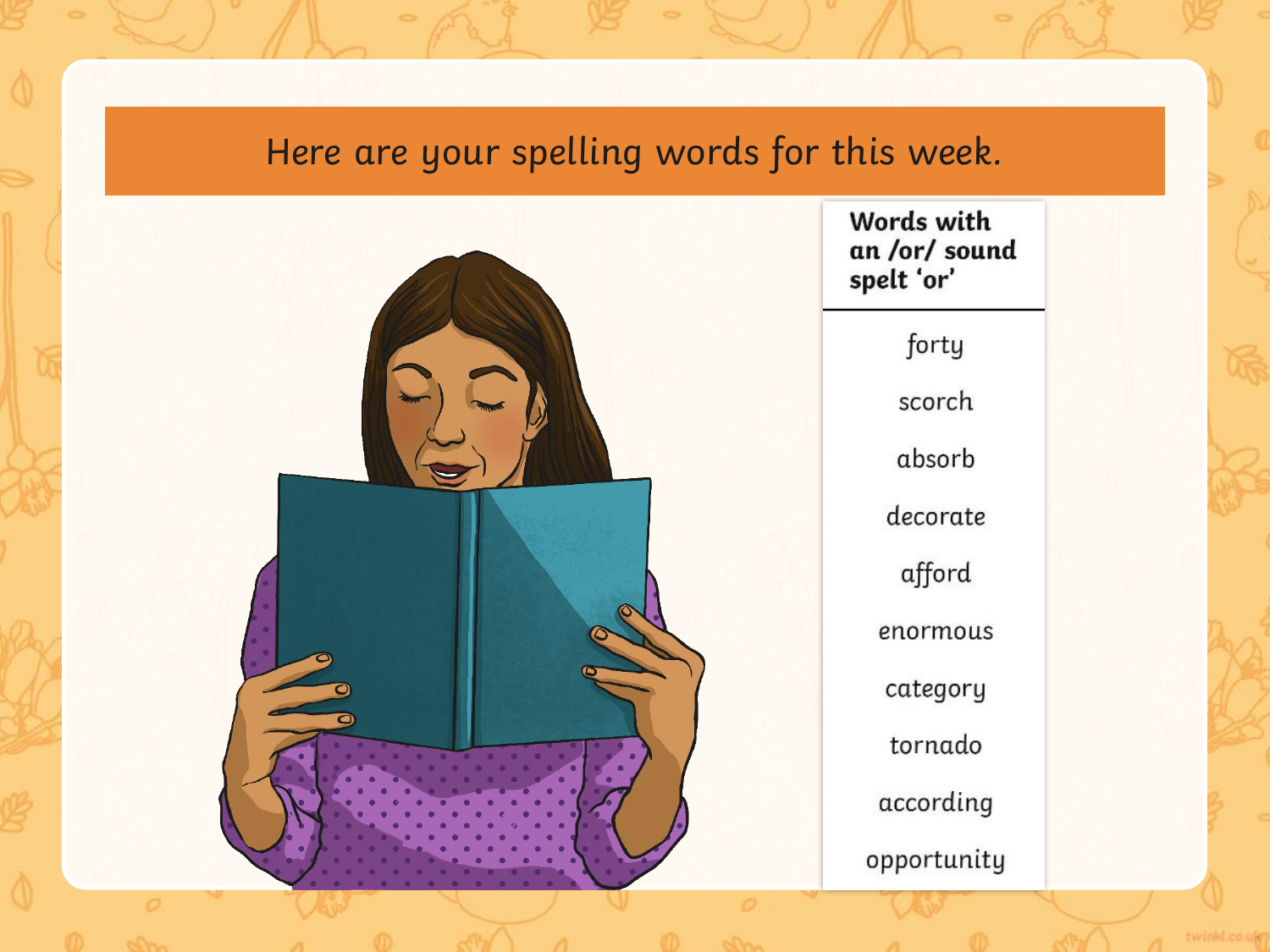# Here are your spelling words for this week.

| Words with an /or/ sound spelt 'or' |
| --- |
| forty |
| scorch |
| absorb |
| decorate |
| afford |
| enormous |
| category |
| tornado |
| according |
| opportunity |